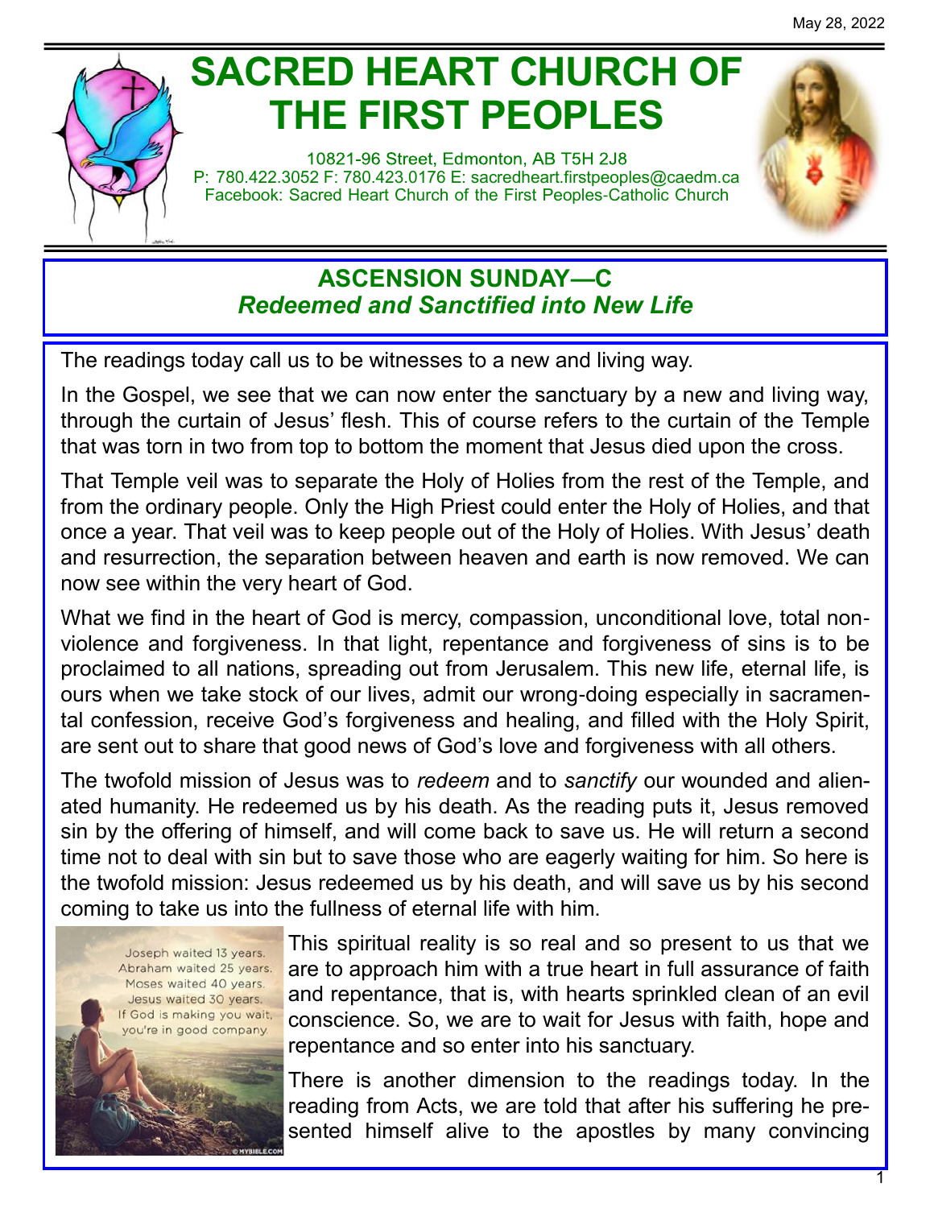May 28, 2022

# SACRED HEART CHURCH OF THE FIRST PEOPLES

10821-96 Street, Edmonton, AB T5H 2J8
P: 780.422.3052 F: 780.423.0176 E: sacredheart.firstpeoples@caedm.ca
Facebook: Sacred Heart Church of the First Peoples-Catholic Church

## ASCENSION SUNDAY—C
### *Redeemed and Sanctified into New Life*

The readings today call us to be witnesses to a new and living way.

In the Gospel, we see that we can now enter the sanctuary by a new and living way, through the curtain of Jesus' flesh. This of course refers to the curtain of the Temple that was torn in two from top to bottom the moment that Jesus died upon the cross.

That Temple veil was to separate the Holy of Holies from the rest of the Temple, and from the ordinary people. Only the High Priest could enter the Holy of Holies, and that once a year. That veil was to keep people out of the Holy of Holies. With Jesus' death and resurrection, the separation between heaven and earth is now removed. We can now see within the very heart of God.

What we find in the heart of God is mercy, compassion, unconditional love, total non-violence and forgiveness. In that light, repentance and forgiveness of sins is to be proclaimed to all nations, spreading out from Jerusalem. This new life, eternal life, is ours when we take stock of our lives, admit our wrong-doing especially in sacramental confession, receive God's forgiveness and healing, and filled with the Holy Spirit, are sent out to share that good news of God's love and forgiveness with all others.

The twofold mission of Jesus was to *redeem* and to *sanctify* our wounded and alienated humanity. He redeemed us by his death. As the reading puts it, Jesus removed sin by the offering of himself, and will come back to save us. He will return a second time not to deal with sin but to save those who are eagerly waiting for him. So here is the twofold mission: Jesus redeemed us by his death, and will save us by his second coming to take us into the fullness of eternal life with him.

Joseph waited 13 years.
Abraham waited 25 years.
Moses waited 40 years.
Jesus waited 30 years.
If God is making you wait, you're in good company.

This spiritual reality is so real and so present to us that we are to approach him with a true heart in full assurance of faith and repentance, that is, with hearts sprinkled clean of an evil conscience. So, we are to wait for Jesus with faith, hope and repentance and so enter into his sanctuary.

There is another dimension to the readings today. In the reading from Acts, we are told that after his suffering he presented himself alive to the apostles by many convincing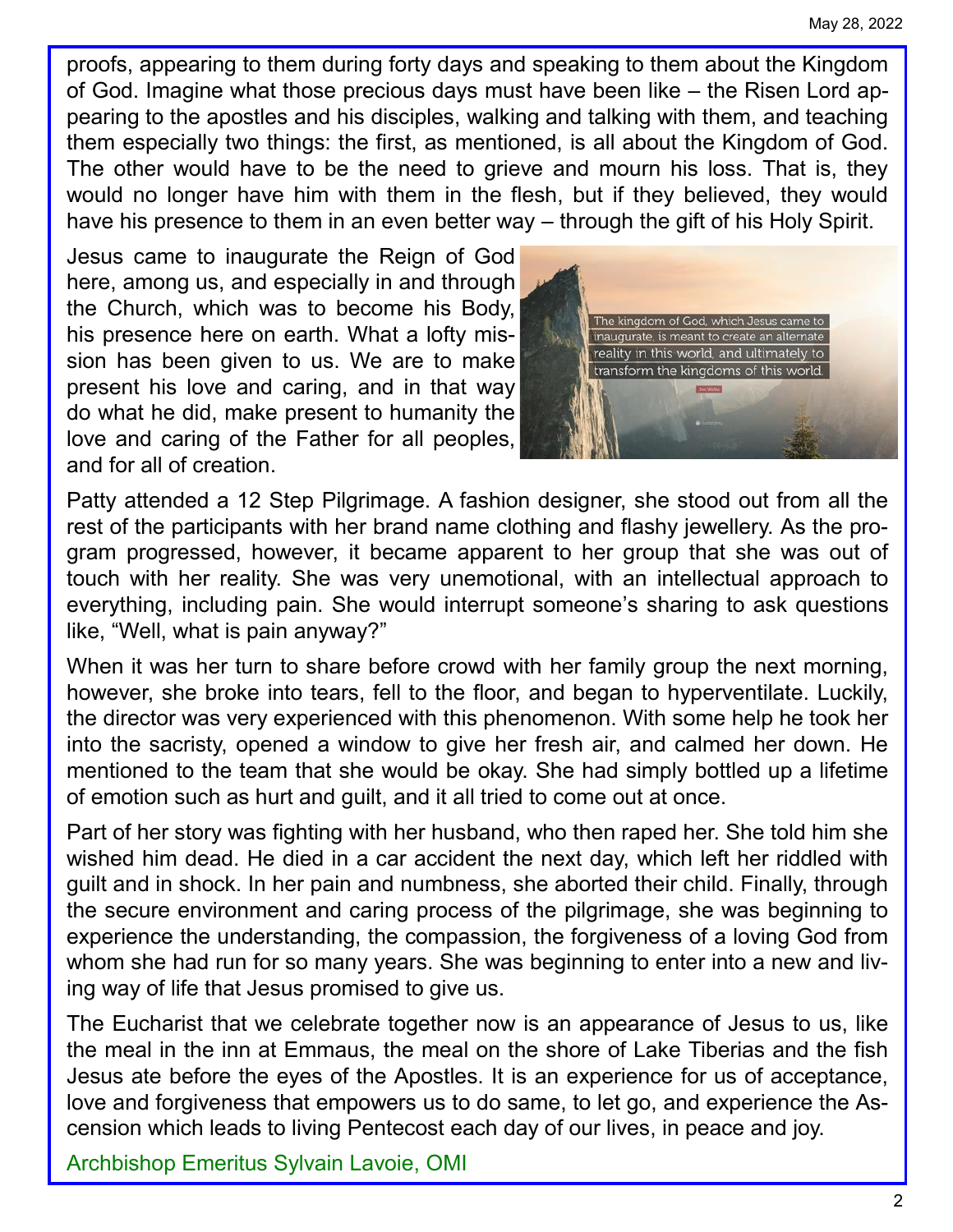proofs, appearing to them during forty days and speaking to them about the Kingdom of God. Imagine what those precious days must have been like – the Risen Lord appearing to the apostles and his disciples, walking and talking with them, and teaching them especially two things: the first, as mentioned, is all about the Kingdom of God. The other would have to be the need to grieve and mourn his loss. That is, they would no longer have him with them in the flesh, but if they believed, they would have his presence to them in an even better way – through the gift of his Holy Spirit.

Jesus came to inaugurate the Reign of God here, among us, and especially in and through the Church, which was to become his Body, his presence here on earth. What a lofty mission has been given to us. We are to make present his love and caring, and in that way do what he did, make present to humanity the love and caring of the Father for all peoples, and for all of creation.

The kingdom of God, which Jesus came to inaugurate, is meant to create an alternate reality in this world, and ultimately to transform the kingdoms of this world.

Patty attended a 12 Step Pilgrimage. A fashion designer, she stood out from all the rest of the participants with her brand name clothing and flashy jewellery. As the program progressed, however, it became apparent to her group that she was out of touch with her reality. She was very unemotional, with an intellectual approach to everything, including pain. She would interrupt someone's sharing to ask questions like, "Well, what is pain anyway?"

When it was her turn to share before crowd with her family group the next morning, however, she broke into tears, fell to the floor, and began to hyperventilate. Luckily, the director was very experienced with this phenomenon. With some help he took her into the sacristy, opened a window to give her fresh air, and calmed her down. He mentioned to the team that she would be okay. She had simply bottled up a lifetime of emotion such as hurt and guilt, and it all tried to come out at once.

Part of her story was fighting with her husband, who then raped her. She told him she wished him dead. He died in a car accident the next day, which left her riddled with guilt and in shock. In her pain and numbness, she aborted their child. Finally, through the secure environment and caring process of the pilgrimage, she was beginning to experience the understanding, the compassion, the forgiveness of a loving God from whom she had run for so many years. She was beginning to enter into a new and living way of life that Jesus promised to give us.

The Eucharist that we celebrate together now is an appearance of Jesus to us, like the meal in the inn at Emmaus, the meal on the shore of Lake Tiberias and the fish Jesus ate before the eyes of the Apostles. It is an experience for us of acceptance, love and forgiveness that empowers us to do same, to let go, and experience the Ascension which leads to living Pentecost each day of our lives, in peace and joy.

Archbishop Emeritus Sylvain Lavoie, OMI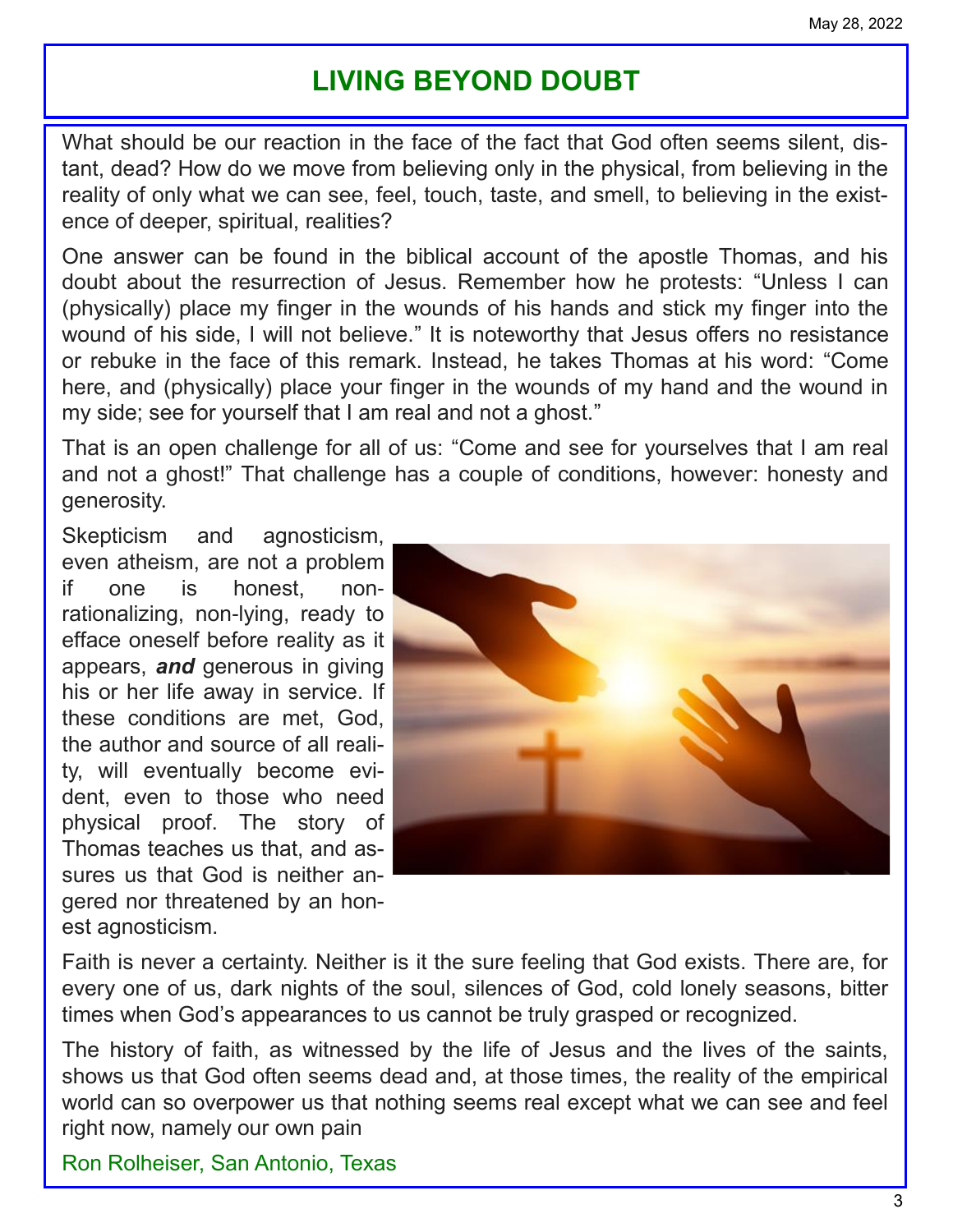# LIVING BEYOND DOUBT

What should be our reaction in the face of the fact that God often seems silent, distant, dead? How do we move from believing only in the physical, from believing in the reality of only what we can see, feel, touch, taste, and smell, to believing in the existence of deeper, spiritual, realities?

One answer can be found in the biblical account of the apostle Thomas, and his doubt about the resurrection of Jesus. Remember how he protests: "Unless I can (physically) place my finger in the wounds of his hands and stick my finger into the wound of his side, I will not believe." It is noteworthy that Jesus offers no resistance or rebuke in the face of this remark. Instead, he takes Thomas at his word: "Come here, and (physically) place your finger in the wounds of my hand and the wound in my side; see for yourself that I am real and not a ghost."

That is an open challenge for all of us: "Come and see for yourselves that I am real and not a ghost!" That challenge has a couple of conditions, however: honesty and generosity.

Skepticism and agnosticism, even atheism, are not a problem if one is honest, non-rationalizing, non-lying, ready to efface oneself before reality as it appears, ***and*** generous in giving his or her life away in service. If these conditions are met, God, the author and source of all reality, will eventually become evident, even to those who need physical proof. The story of Thomas teaches us that, and assures us that God is neither angered nor threatened by an honest agnosticism.

Faith is never a certainty. Neither is it the sure feeling that God exists. There are, for every one of us, dark nights of the soul, silences of God, cold lonely seasons, bitter times when God's appearances to us cannot be truly grasped or recognized.

The history of faith, as witnessed by the life of Jesus and the lives of the saints, shows us that God often seems dead and, at those times, the reality of the empirical world can so overpower us that nothing seems real except what we can see and feel right now, namely our own pain

Ron Rolheiser, San Antonio, Texas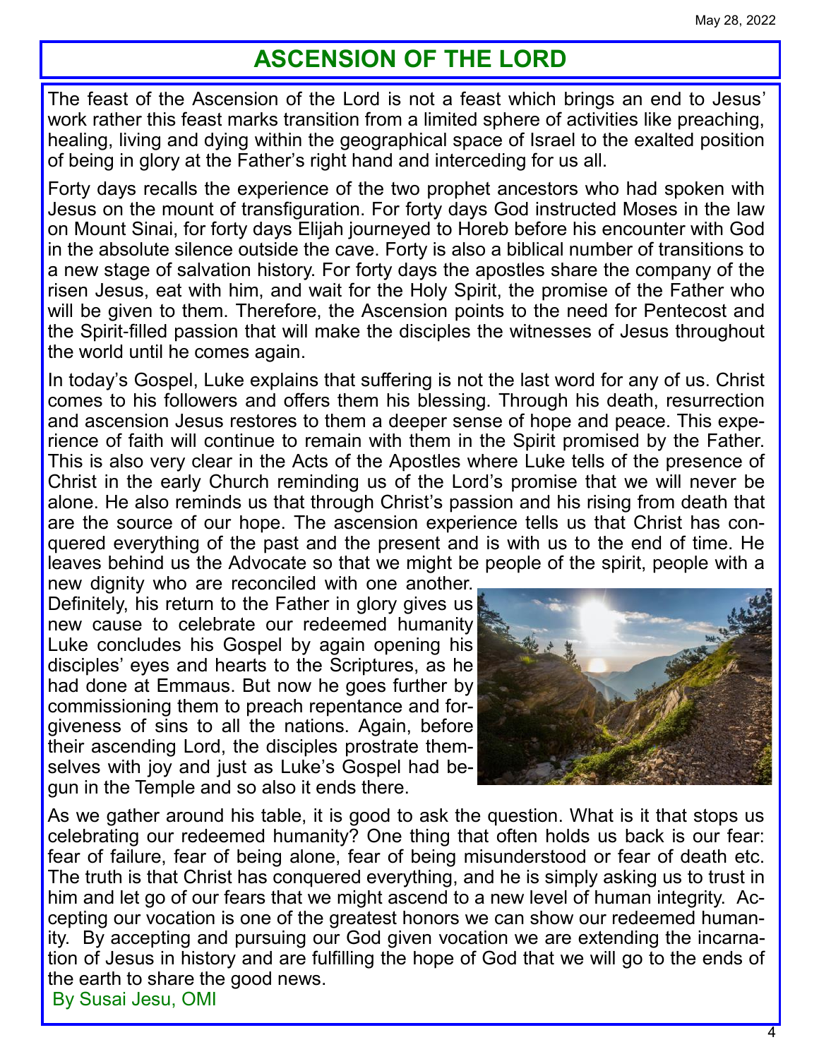# ASCENSION OF THE LORD

The feast of the Ascension of the Lord is not a feast which brings an end to Jesus' work rather this feast marks transition from a limited sphere of activities like preaching, healing, living and dying within the geographical space of Israel to the exalted position of being in glory at the Father's right hand and interceding for us all.

Forty days recalls the experience of the two prophet ancestors who had spoken with Jesus on the mount of transfiguration. For forty days God instructed Moses in the law on Mount Sinai, for forty days Elijah journeyed to Horeb before his encounter with God in the absolute silence outside the cave. Forty is also a biblical number of transitions to a new stage of salvation history. For forty days the apostles share the company of the risen Jesus, eat with him, and wait for the Holy Spirit, the promise of the Father who will be given to them. Therefore, the Ascension points to the need for Pentecost and the Spirit-filled passion that will make the disciples the witnesses of Jesus throughout the world until he comes again.

In today's Gospel, Luke explains that suffering is not the last word for any of us. Christ comes to his followers and offers them his blessing. Through his death, resurrection and ascension Jesus restores to them a deeper sense of hope and peace. This experience of faith will continue to remain with them in the Spirit promised by the Father. This is also very clear in the Acts of the Apostles where Luke tells of the presence of Christ in the early Church reminding us of the Lord's promise that we will never be alone. He also reminds us that through Christ's passion and his rising from death that are the source of our hope. The ascension experience tells us that Christ has conquered everything of the past and the present and is with us to the end of time. He leaves behind us the Advocate so that we might be people of the spirit, people with a new dignity who are reconciled with one another. Definitely, his return to the Father in glory gives us new cause to celebrate our redeemed humanity Luke concludes his Gospel by again opening his disciples' eyes and hearts to the Scriptures, as he had done at Emmaus. But now he goes further by commissioning them to preach repentance and forgiveness of sins to all the nations. Again, before their ascending Lord, the disciples prostrate themselves with joy and just as Luke's Gospel had begun in the Temple and so also it ends there.

As we gather around his table, it is good to ask the question. What is it that stops us celebrating our redeemed humanity? One thing that often holds us back is our fear: fear of failure, fear of being alone, fear of being misunderstood or fear of death etc. The truth is that Christ has conquered everything, and he is simply asking us to trust in him and let go of our fears that we might ascend to a new level of human integrity. Accepting our vocation is one of the greatest honors we can show our redeemed humanity. By accepting and pursuing our God given vocation we are extending the incarnation of Jesus in history and are fulfilling the hope of God that we will go to the ends of the earth to share the good news.

By Susai Jesu, OMI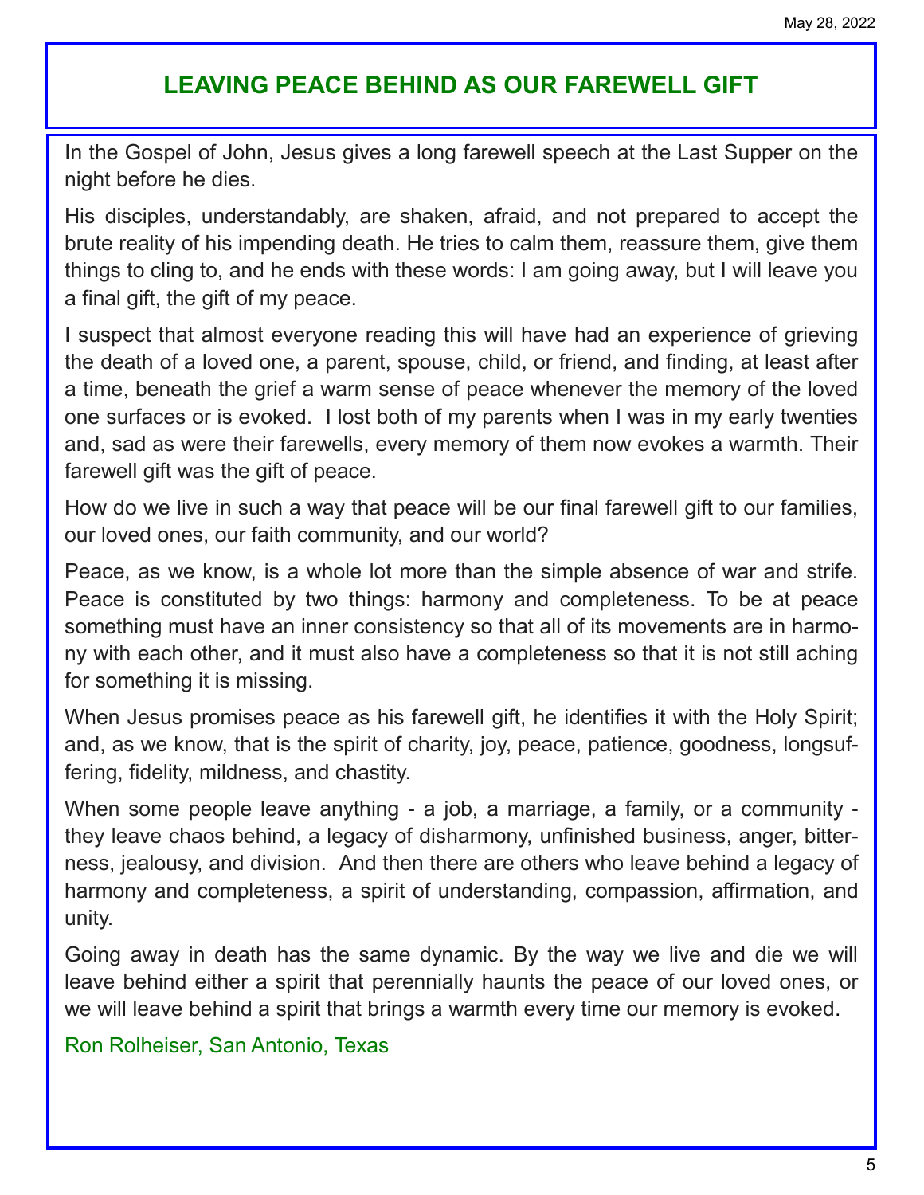# LEAVING PEACE BEHIND AS OUR FAREWELL GIFT

In the Gospel of John, Jesus gives a long farewell speech at the Last Supper on the night before he dies.

His disciples, understandably, are shaken, afraid, and not prepared to accept the brute reality of his impending death. He tries to calm them, reassure them, give them things to cling to, and he ends with these words: I am going away, but I will leave you a final gift, the gift of my peace.

I suspect that almost everyone reading this will have had an experience of grieving the death of a loved one, a parent, spouse, child, or friend, and finding, at least after a time, beneath the grief a warm sense of peace whenever the memory of the loved one surfaces or is evoked. I lost both of my parents when I was in my early twenties and, sad as were their farewells, every memory of them now evokes a warmth. Their farewell gift was the gift of peace.

How do we live in such a way that peace will be our final farewell gift to our families, our loved ones, our faith community, and our world?

Peace, as we know, is a whole lot more than the simple absence of war and strife. Peace is constituted by two things: harmony and completeness. To be at peace something must have an inner consistency so that all of its movements are in harmony with each other, and it must also have a completeness so that it is not still aching for something it is missing.

When Jesus promises peace as his farewell gift, he identifies it with the Holy Spirit; and, as we know, that is the spirit of charity, joy, peace, patience, goodness, longsuffering, fidelity, mildness, and chastity.

When some people leave anything - a job, a marriage, a family, or a community - they leave chaos behind, a legacy of disharmony, unfinished business, anger, bitterness, jealousy, and division. And then there are others who leave behind a legacy of harmony and completeness, a spirit of understanding, compassion, affirmation, and unity.

Going away in death has the same dynamic. By the way we live and die we will leave behind either a spirit that perennially haunts the peace of our loved ones, or we will leave behind a spirit that brings a warmth every time our memory is evoked.

Ron Rolheiser, San Antonio, Texas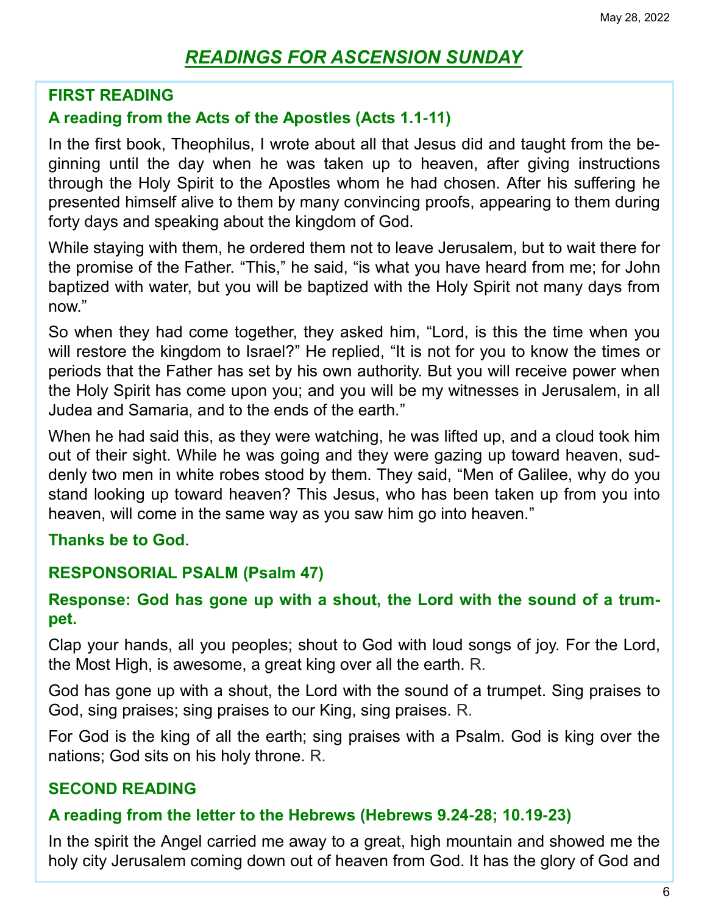May 28, 2022

# *READINGS FOR ASCENSION SUNDAY*

**FIRST READING**

**A reading from the Acts of the Apostles (Acts 1.1-11)**

In the first book, Theophilus, I wrote about all that Jesus did and taught from the beginning until the day when he was taken up to heaven, after giving instructions through the Holy Spirit to the Apostles whom he had chosen. After his suffering he presented himself alive to them by many convincing proofs, appearing to them during forty days and speaking about the kingdom of God.

While staying with them, he ordered them not to leave Jerusalem, but to wait there for the promise of the Father. "This," he said, "is what you have heard from me; for John baptized with water, but you will be baptized with the Holy Spirit not many days from now."

So when they had come together, they asked him, "Lord, is this the time when you will restore the kingdom to Israel?" He replied, "It is not for you to know the times or periods that the Father has set by his own authority. But you will receive power when the Holy Spirit has come upon you; and you will be my witnesses in Jerusalem, in all Judea and Samaria, and to the ends of the earth."

When he had said this, as they were watching, he was lifted up, and a cloud took him out of their sight. While he was going and they were gazing up toward heaven, suddenly two men in white robes stood by them. They said, "Men of Galilee, why do you stand looking up toward heaven? This Jesus, who has been taken up from you into heaven, will come in the same way as you saw him go into heaven."

**Thanks be to God**.

**RESPONSORIAL PSALM (Psalm 47)**

**Response: God has gone up with a shout, the Lord with the sound of a trumpet.**

Clap your hands, all you peoples; shout to God with loud songs of joy. For the Lord, the Most High, is awesome, a great king over all the earth. R.

God has gone up with a shout, the Lord with the sound of a trumpet. Sing praises to God, sing praises; sing praises to our King, sing praises. R.

For God is the king of all the earth; sing praises with a Psalm. God is king over the nations; God sits on his holy throne. R.

**SECOND READING**

**A reading from the letter to the Hebrews (Hebrews 9.24-28; 10.19-23)**

In the spirit the Angel carried me away to a great, high mountain and showed me the holy city Jerusalem coming down out of heaven from God. It has the glory of God and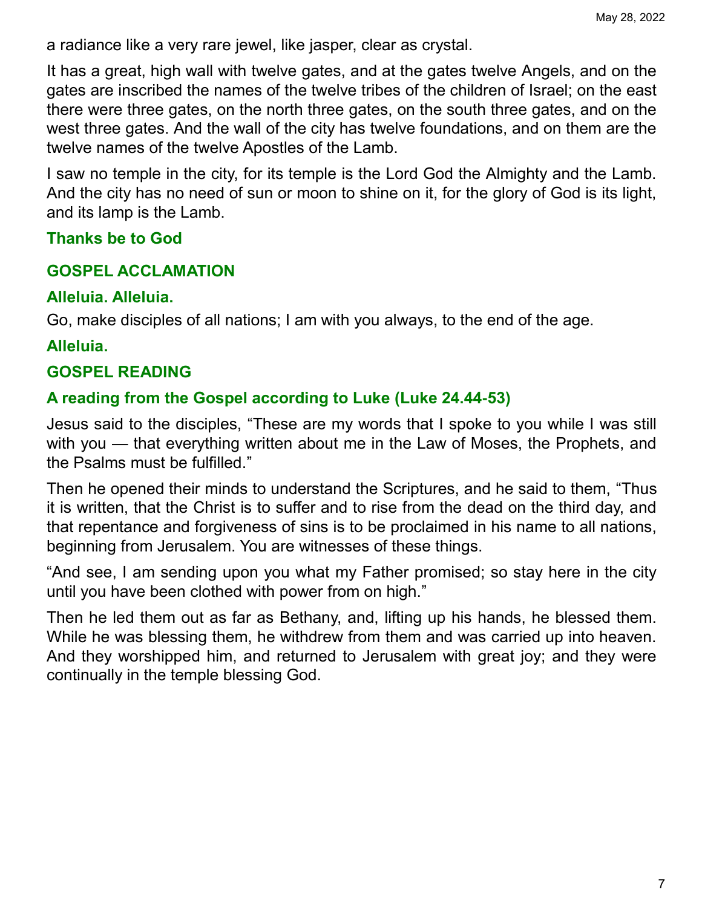a radiance like a very rare jewel, like jasper, clear as crystal.

It has a great, high wall with twelve gates, and at the gates twelve Angels, and on the gates are inscribed the names of the twelve tribes of the children of Israel; on the east there were three gates, on the north three gates, on the south three gates, and on the west three gates. And the wall of the city has twelve foundations, and on them are the twelve names of the twelve Apostles of the Lamb.

I saw no temple in the city, for its temple is the Lord God the Almighty and the Lamb. And the city has no need of sun or moon to shine on it, for the glory of God is its light, and its lamp is the Lamb.

**Thanks be to God**

**GOSPEL ACCLAMATION**

**Alleluia. Alleluia.**

Go, make disciples of all nations; I am with you always, to the end of the age.

**Alleluia.**

**GOSPEL READING**

**A reading from the Gospel according to Luke (Luke 24.44-53)**

Jesus said to the disciples, "These are my words that I spoke to you while I was still with you — that everything written about me in the Law of Moses, the Prophets, and the Psalms must be fulfilled."

Then he opened their minds to understand the Scriptures, and he said to them, "Thus it is written, that the Christ is to suffer and to rise from the dead on the third day, and that repentance and forgiveness of sins is to be proclaimed in his name to all nations, beginning from Jerusalem. You are witnesses of these things.

"And see, I am sending upon you what my Father promised; so stay here in the city until you have been clothed with power from on high."

Then he led them out as far as Bethany, and, lifting up his hands, he blessed them. While he was blessing them, he withdrew from them and was carried up into heaven. And they worshipped him, and returned to Jerusalem with great joy; and they were continually in the temple blessing God.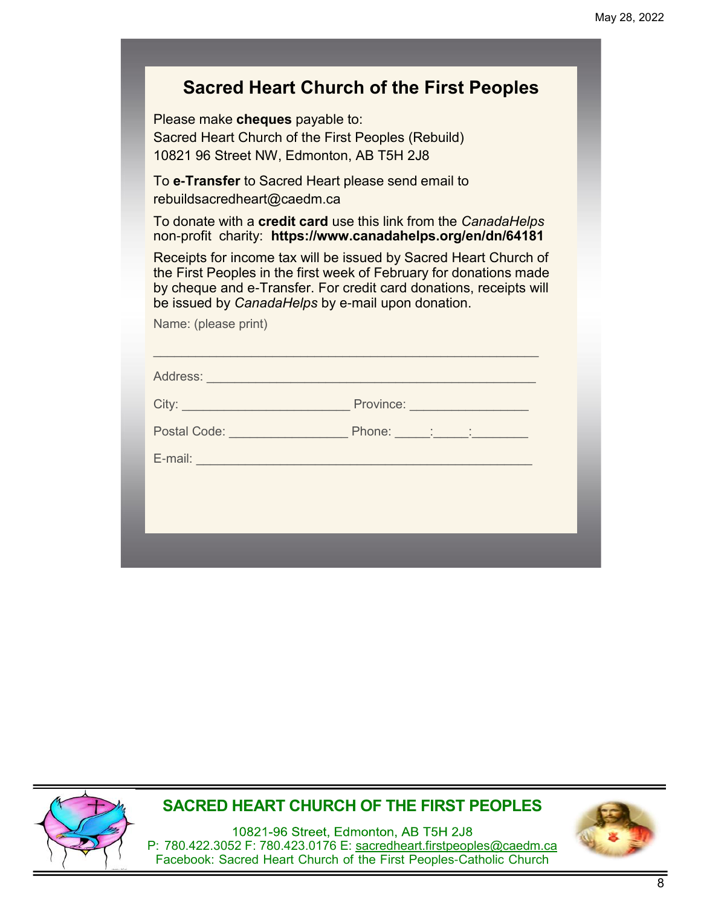## Sacred Heart Church of the First Peoples

Please make **cheques** payable to:
Sacred Heart Church of the First Peoples (Rebuild)
10821 96 Street NW, Edmonton, AB T5H 2J8

To **e-Transfer** to Sacred Heart please send email to rebuildsacredheart@caedm.ca

To donate with a **credit card** use this link from the *CanadaHelps* non-profit charity: **https://www.canadahelps.org/en/dn/64181**

Receipts for income tax will be issued by Sacred Heart Church of the First Peoples in the first week of February for donations made by cheque and e-Transfer. For credit card donations, receipts will be issued by *CanadaHelps* by e-mail upon donation.

Name: (please print)

_______________________________________________

Address: _______________________________________

City: ______________________ Province: ________________

Postal Code: ________________ Phone: _____:_____:_______

E-mail: _________________________________________

**SACRED HEART CHURCH OF THE FIRST PEOPLES**

10821-96 Street, Edmonton, AB T5H 2J8
P: 780.422.3052 F: 780.423.0176 E: sacredheart.firstpeoples@caedm.ca
Facebook: Sacred Heart Church of the First Peoples-Catholic Church